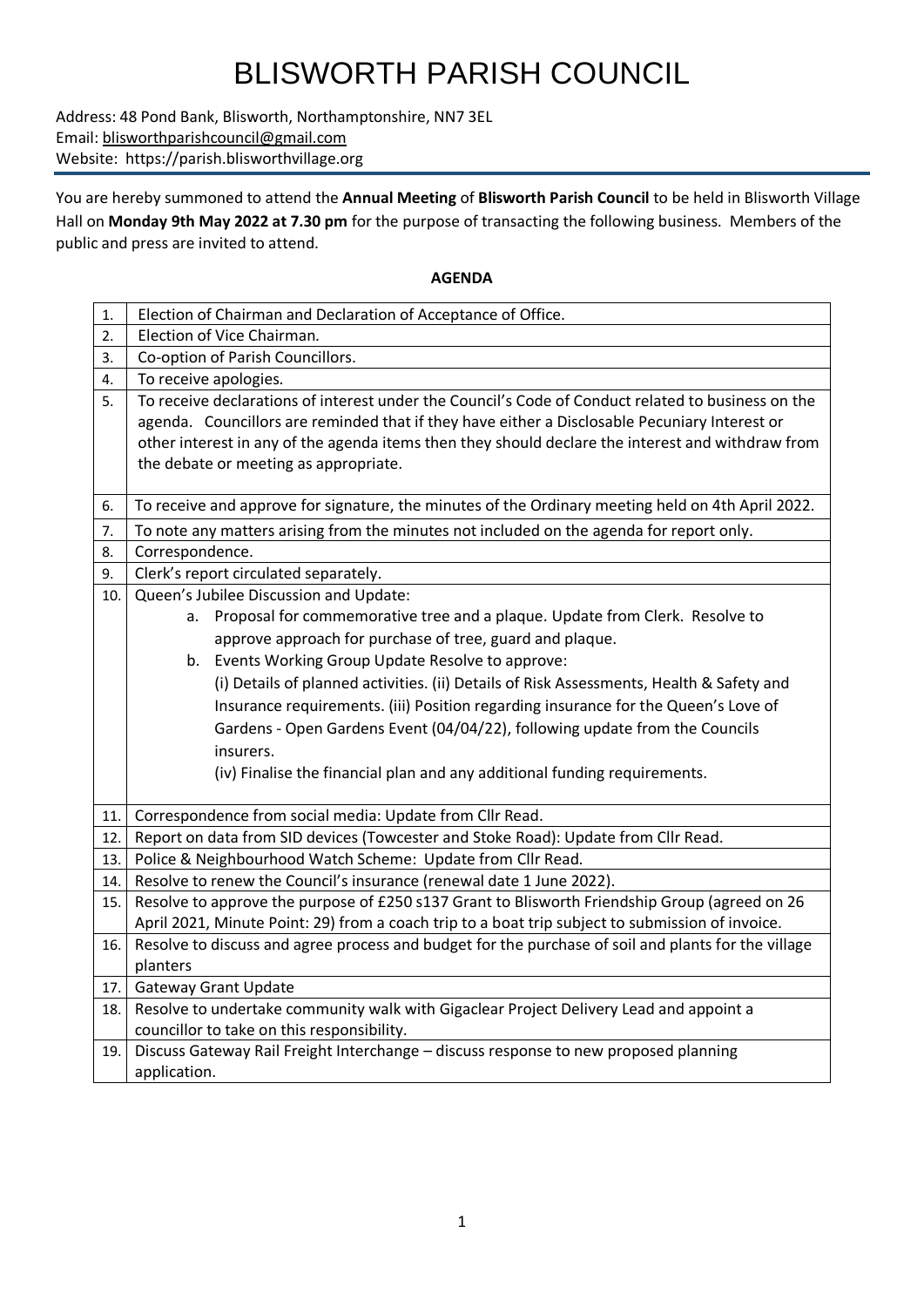# BLISWORTH PARISH COUNCIL

Address: 48 Pond Bank, Blisworth, Northamptonshire, NN7 3EL
Email: blisworthparishcouncil@gmail.com
Website: https://parish.blisworthvillage.org

You are hereby summoned to attend the **Annual Meeting** of **Blisworth Parish Council** to be held in Blisworth Village Hall on **Monday 9th May 2022 at 7.30 pm** for the purpose of transacting the following business. Members of the public and press are invited to attend.

**AGENDA**

| | |
|---|---|
| 1. | Election of Chairman and Declaration of Acceptance of Office. |
| 2. | Election of Vice Chairman. |
| 3. | Co-option of Parish Councillors. |
| 4. | To receive apologies. |
| 5. | To receive declarations of interest under the Council's Code of Conduct related to business on the agenda. Councillors are reminded that if they have either a Disclosable Pecuniary Interest or other interest in any of the agenda items then they should declare the interest and withdraw from the debate or meeting as appropriate. |
| 6. | To receive and approve for signature, the minutes of the Ordinary meeting held on 4th April 2022. |
| 7. | To note any matters arising from the minutes not included on the agenda for report only. |
| 8. | Correspondence. |
| 9. | Clerk's report circulated separately. |
| 10. | Queen's Jubilee Discussion and Update:<br>a. Proposal for commemorative tree and a plaque. Update from Clerk. Resolve to approve approach for purchase of tree, guard and plaque.<br>b. Events Working Group Update Resolve to approve:<br>(i) Details of planned activities. (ii) Details of Risk Assessments, Health & Safety and Insurance requirements. (iii) Position regarding insurance for the Queen's Love of Gardens - Open Gardens Event (04/04/22), following update from the Councils insurers.<br>(iv) Finalise the financial plan and any additional funding requirements. |
| 11. | Correspondence from social media: Update from Cllr Read. |
| 12. | Report on data from SID devices (Towcester and Stoke Road): Update from Cllr Read. |
| 13. | Police & Neighbourhood Watch Scheme: Update from Cllr Read. |
| 14. | Resolve to renew the Council's insurance (renewal date 1 June 2022). |
| 15. | Resolve to approve the purpose of £250 s137 Grant to Blisworth Friendship Group (agreed on 26 April 2021, Minute Point: 29) from a coach trip to a boat trip subject to submission of invoice. |
| 16. | Resolve to discuss and agree process and budget for the purchase of soil and plants for the village planters |
| 17. | Gateway Grant Update |
| 18. | Resolve to undertake community walk with Gigaclear Project Delivery Lead and appoint a councillor to take on this responsibility. |
| 19. | Discuss Gateway Rail Freight Interchange – discuss response to new proposed planning application. |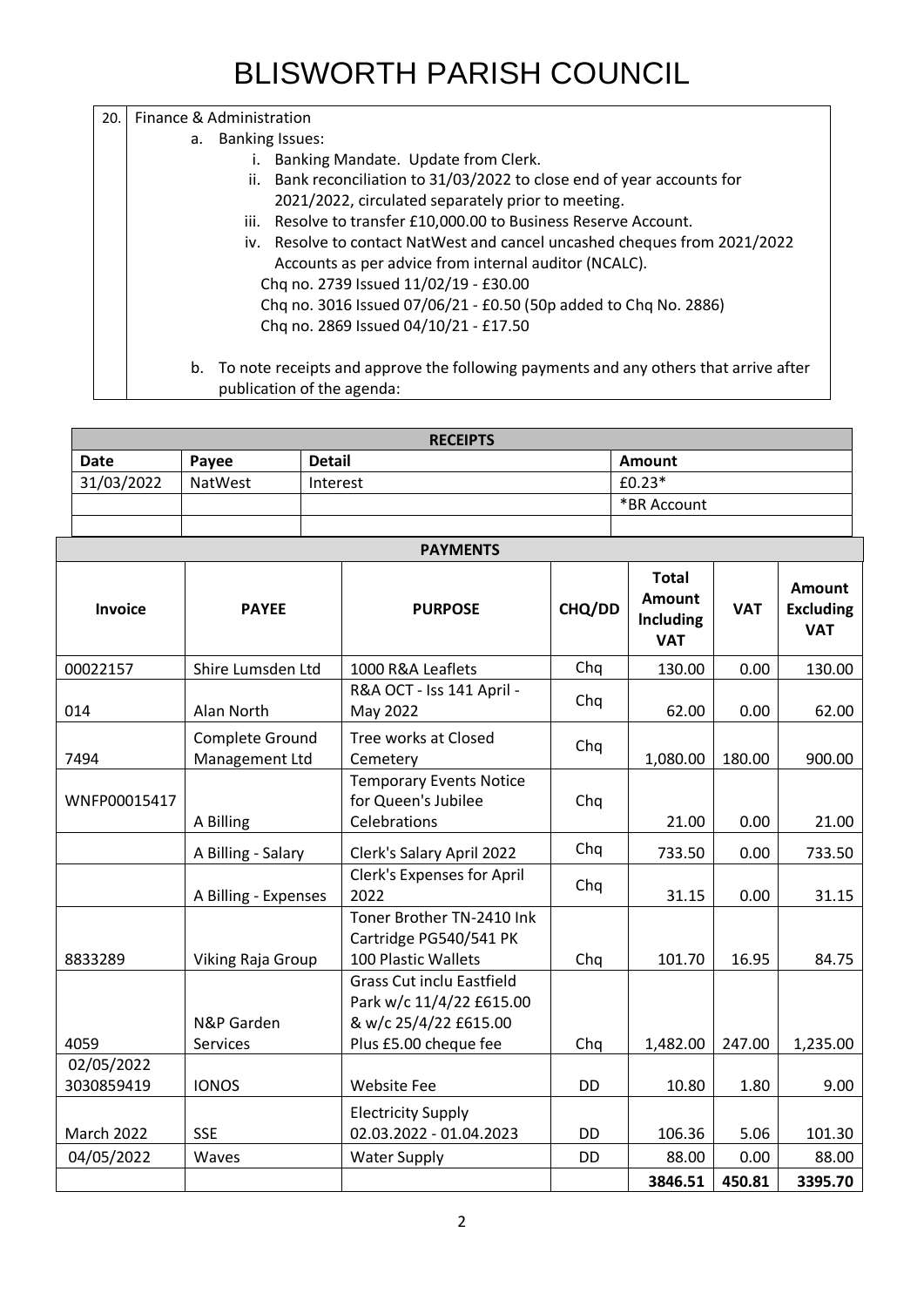# BLISWORTH PARISH COUNCIL

20. Finance & Administration

a. Banking Issues:

   i. Banking Mandate. Update from Clerk.

   ii. Bank reconciliation to 31/03/2022 to close end of year accounts for 2021/2022, circulated separately prior to meeting.

   iii. Resolve to transfer £10,000.00 to Business Reserve Account.

   iv. Resolve to contact NatWest and cancel uncashed cheques from 2021/2022 Accounts as per advice from internal auditor (NCALC).

   Chq no. 2739 Issued 11/02/19 - £30.00

   Chq no. 3016 Issued 07/06/21 - £0.50 (50p added to Chq No. 2886)

   Chq no. 2869 Issued 04/10/21 - £17.50

b. To note receipts and approve the following payments and any others that arrive after publication of the agenda:

| RECEIPTS | | | |
|---|---|---|---|
| **Date** | **Payee** | **Detail** | **Amount** |
| 31/03/2022 | NatWest | Interest | £0.23* |
| | | | *BR Account |
| | | | |

| Invoice | PAYEE | PURPOSE | CHQ/DD | Total Amount Including VAT | VAT | Amount Excluding VAT |
|---|---|---|---|---|---|---|
| 00022157 | Shire Lumsden Ltd | 1000 R&A Leaflets | Chq | 130.00 | 0.00 | 130.00 |
| 014 | Alan North | R&A OCT - Iss 141 April - May 2022 | Chq | 62.00 | 0.00 | 62.00 |
| 7494 | Complete Ground Management Ltd | Tree works at Closed Cemetery | Chq | 1,080.00 | 180.00 | 900.00 |
| WNFP00015417 | A Billing | Temporary Events Notice for Queen's Jubilee Celebrations | Chq | 21.00 | 0.00 | 21.00 |
| | A Billing - Salary | Clerk's Salary April 2022 | Chq | 733.50 | 0.00 | 733.50 |
| | A Billing - Expenses | Clerk's Expenses for April 2022 | Chq | 31.15 | 0.00 | 31.15 |
| 8833289 | Viking Raja Group | Toner Brother TN-2410 Ink Cartridge PG540/541 PK 100 Plastic Wallets | Chq | 101.70 | 16.95 | 84.75 |
| 4059 | N&P Garden Services | Grass Cut inclu Eastfield Park w/c 11/4/22 £615.00 & w/c 25/4/22 £615.00 Plus £5.00 cheque fee | Chq | 1,482.00 | 247.00 | 1,235.00 |
| 02/05/2022 3030859419 | IONOS | Website Fee | DD | 10.80 | 1.80 | 9.00 |
| March 2022 | SSE | Electricity Supply 02.03.2022 - 01.04.2023 | DD | 106.36 | 5.06 | 101.30 |
| 04/05/2022 | Waves | Water Supply | DD | 88.00 | 0.00 | 88.00 |
| | | | | **3846.51** | **450.81** | **3395.70** |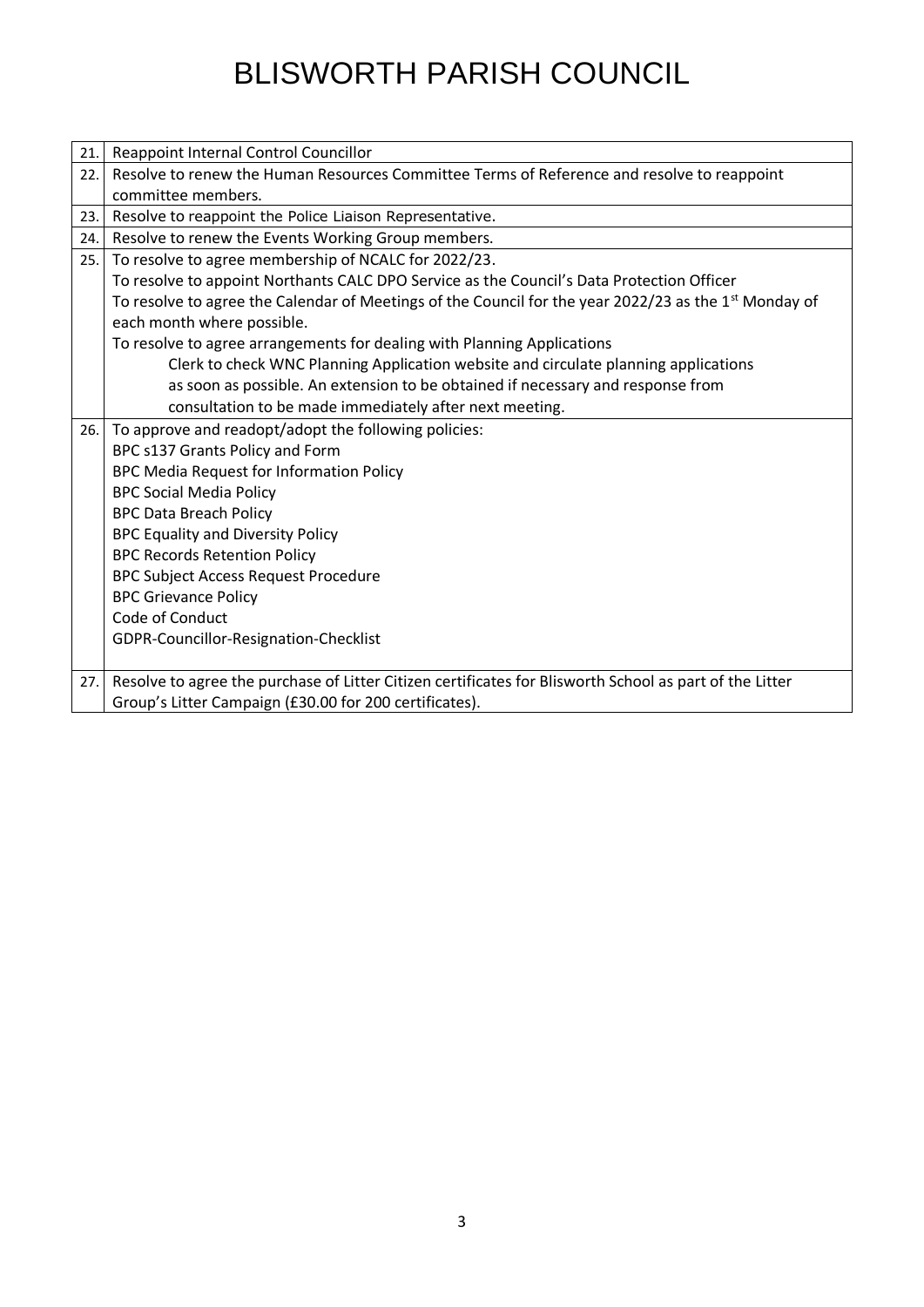# BLISWORTH PARISH COUNCIL

| | |
|---|---|
| 21. | Reappoint Internal Control Councillor |
| 22. | Resolve to renew the Human Resources Committee Terms of Reference and resolve to reappoint committee members. |
| 23. | Resolve to reappoint the Police Liaison Representative. |
| 24. | Resolve to renew the Events Working Group members. |
| 25. | To resolve to agree membership of NCALC for 2022/23.<br>To resolve to appoint Northants CALC DPO Service as the Council's Data Protection Officer<br>To resolve to agree the Calendar of Meetings of the Council for the year 2022/23 as the 1st Monday of each month where possible.<br>To resolve to agree arrangements for dealing with Planning Applications<br>Clerk to check WNC Planning Application website and circulate planning applications as soon as possible. An extension to be obtained if necessary and response from consultation to be made immediately after next meeting. |
| 26. | To approve and readopt/adopt the following policies:<br>BPC s137 Grants Policy and Form<br>BPC Media Request for Information Policy<br>BPC Social Media Policy<br>BPC Data Breach Policy<br>BPC Equality and Diversity Policy<br>BPC Records Retention Policy<br>BPC Subject Access Request Procedure<br>BPC Grievance Policy<br>Code of Conduct<br>GDPR-Councillor-Resignation-Checklist |
| 27. | Resolve to agree the purchase of Litter Citizen certificates for Blisworth School as part of the Litter Group's Litter Campaign (£30.00 for 200 certificates). |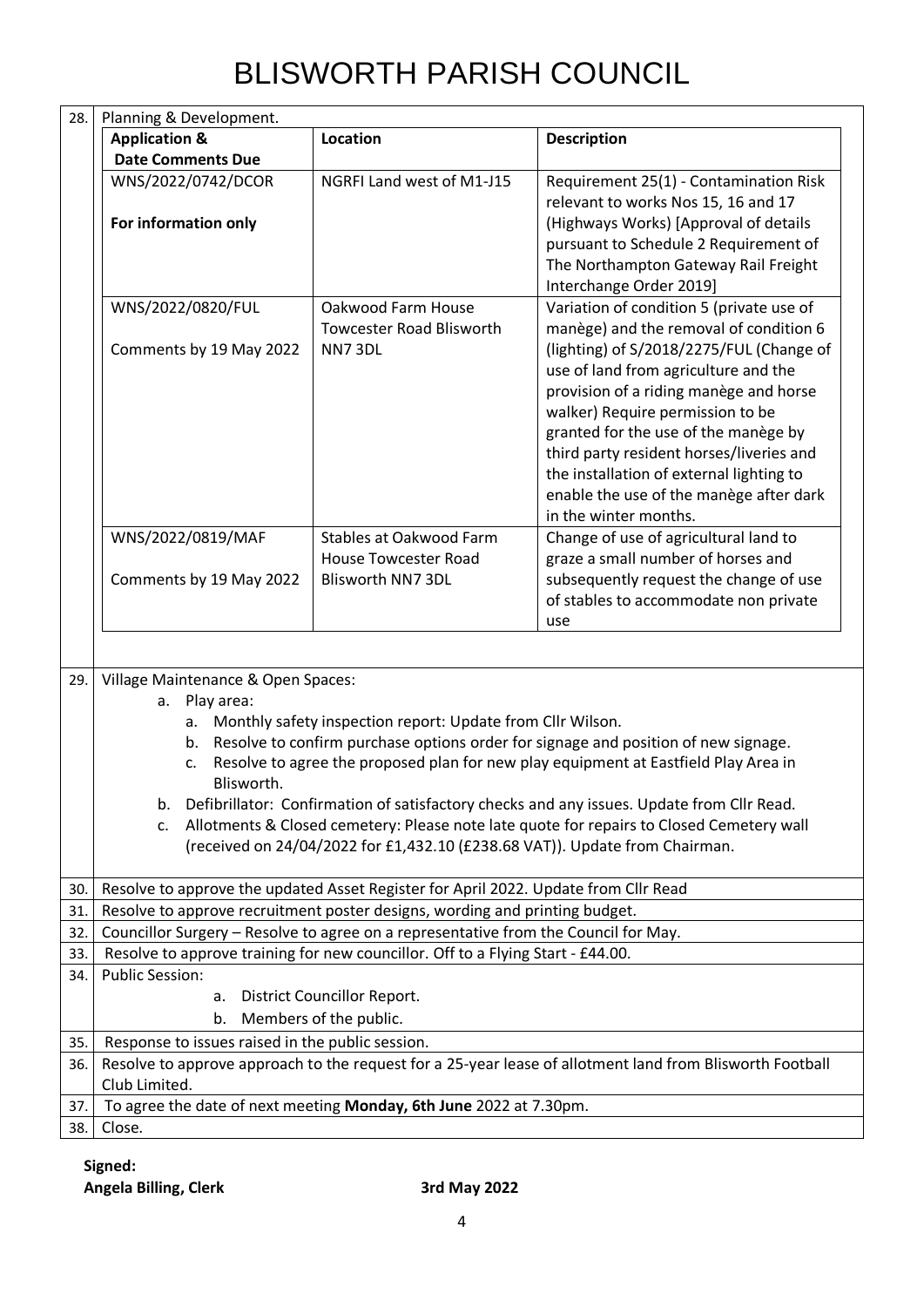# BLISWORTH PARISH COUNCIL

28. Planning & Development.

| Application & Date Comments Due | Location | Description |
|---|---|---|
| WNS/2022/0742/DCOR<br><br>**For information only** | NGRFI Land west of M1-J15 | Requirement 25(1) - Contamination Risk relevant to works Nos 15, 16 and 17 (Highways Works) [Approval of details pursuant to Schedule 2 Requirement of The Northampton Gateway Rail Freight Interchange Order 2019] |
| WNS/2022/0820/FUL<br><br>Comments by 19 May 2022 | Oakwood Farm House Towcester Road Blisworth NN7 3DL | Variation of condition 5 (private use of manège) and the removal of condition 6 (lighting) of S/2018/2275/FUL (Change of use of land from agriculture and the provision of a riding manège and horse walker) Require permission to be granted for the use of the manège by third party resident horses/liveries and the installation of external lighting to enable the use of the manège after dark in the winter months. |
| WNS/2022/0819/MAF<br><br>Comments by 19 May 2022 | Stables at Oakwood Farm House Towcester Road Blisworth NN7 3DL | Change of use of agricultural land to graze a small number of horses and subsequently request the change of use of stables to accommodate non private use |

29. Village Maintenance & Open Spaces:
    a. Play area:
        a. Monthly safety inspection report: Update from Cllr Wilson.
        b. Resolve to confirm purchase options order for signage and position of new signage.
        c. Resolve to agree the proposed plan for new play equipment at Eastfield Play Area in Blisworth.
    b. Defibrillator: Confirmation of satisfactory checks and any issues. Update from Cllr Read.
    c. Allotments & Closed cemetery: Please note late quote for repairs to Closed Cemetery wall (received on 24/04/2022 for £1,432.10 (£238.68 VAT)). Update from Chairman.

30. Resolve to approve the updated Asset Register for April 2022. Update from Cllr Read

31. Resolve to approve recruitment poster designs, wording and printing budget.

32. Councillor Surgery – Resolve to agree on a representative from the Council for May.

33. Resolve to approve training for new councillor. Off to a Flying Start - £44.00.

34. Public Session:
    a. District Councillor Report.
    b. Members of the public.

35. Response to issues raised in the public session.

36. Resolve to approve approach to the request for a 25-year lease of allotment land from Blisworth Football Club Limited.

37. To agree the date of next meeting **Monday, 6th June** 2022 at 7.30pm.

38. Close.

**Signed:**
**Angela Billing, Clerk** **3rd May 2022**